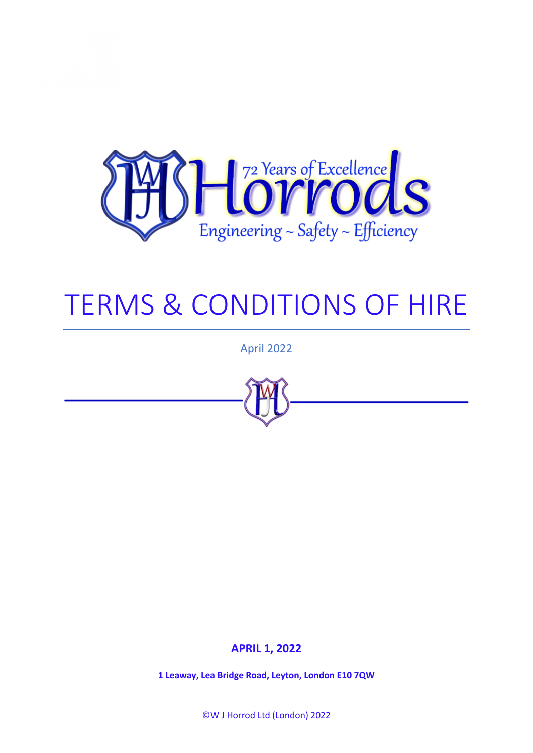72 Years of Excellence

Horrods

Engineering ~ Safety ~ Efficiency

# TERMS & CONDITIONS OF HIRE

April 2022

**APRIL 1, 2022**

**1 Leaway, Lea Bridge Road, Leyton, London E10 7QW**

©W J Horrod Ltd (London) 2022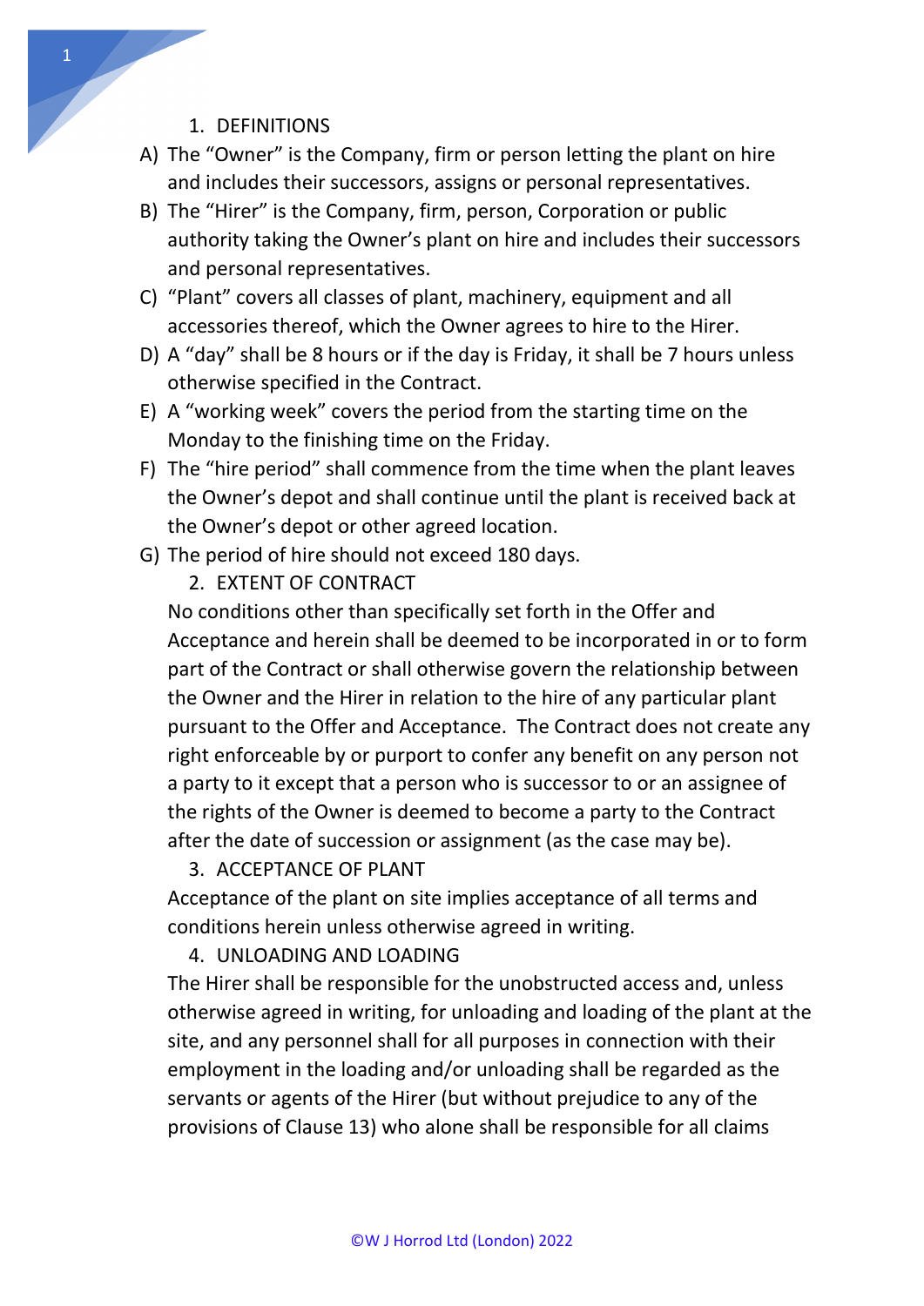1. DEFINITIONS

A) The "Owner" is the Company, firm or person letting the plant on hire and includes their successors, assigns or personal representatives.

B) The "Hirer" is the Company, firm, person, Corporation or public authority taking the Owner's plant on hire and includes their successors and personal representatives.

C) "Plant" covers all classes of plant, machinery, equipment and all accessories thereof, which the Owner agrees to hire to the Hirer.

D) A "day" shall be 8 hours or if the day is Friday, it shall be 7 hours unless otherwise specified in the Contract.

E) A "working week" covers the period from the starting time on the Monday to the finishing time on the Friday.

F) The "hire period" shall commence from the time when the plant leaves the Owner's depot and shall continue until the plant is received back at the Owner's depot or other agreed location.

G) The period of hire should not exceed 180 days.

2. EXTENT OF CONTRACT

No conditions other than specifically set forth in the Offer and Acceptance and herein shall be deemed to be incorporated in or to form part of the Contract or shall otherwise govern the relationship between the Owner and the Hirer in relation to the hire of any particular plant pursuant to the Offer and Acceptance. The Contract does not create any right enforceable by or purport to confer any benefit on any person not a party to it except that a person who is successor to or an assignee of the rights of the Owner is deemed to become a party to the Contract after the date of succession or assignment (as the case may be).

3. ACCEPTANCE OF PLANT

Acceptance of the plant on site implies acceptance of all terms and conditions herein unless otherwise agreed in writing.

4. UNLOADING AND LOADING

The Hirer shall be responsible for the unobstructed access and, unless otherwise agreed in writing, for unloading and loading of the plant at the site, and any personnel shall for all purposes in connection with their employment in the loading and/or unloading shall be regarded as the servants or agents of the Hirer (but without prejudice to any of the provisions of Clause 13) who alone shall be responsible for all claims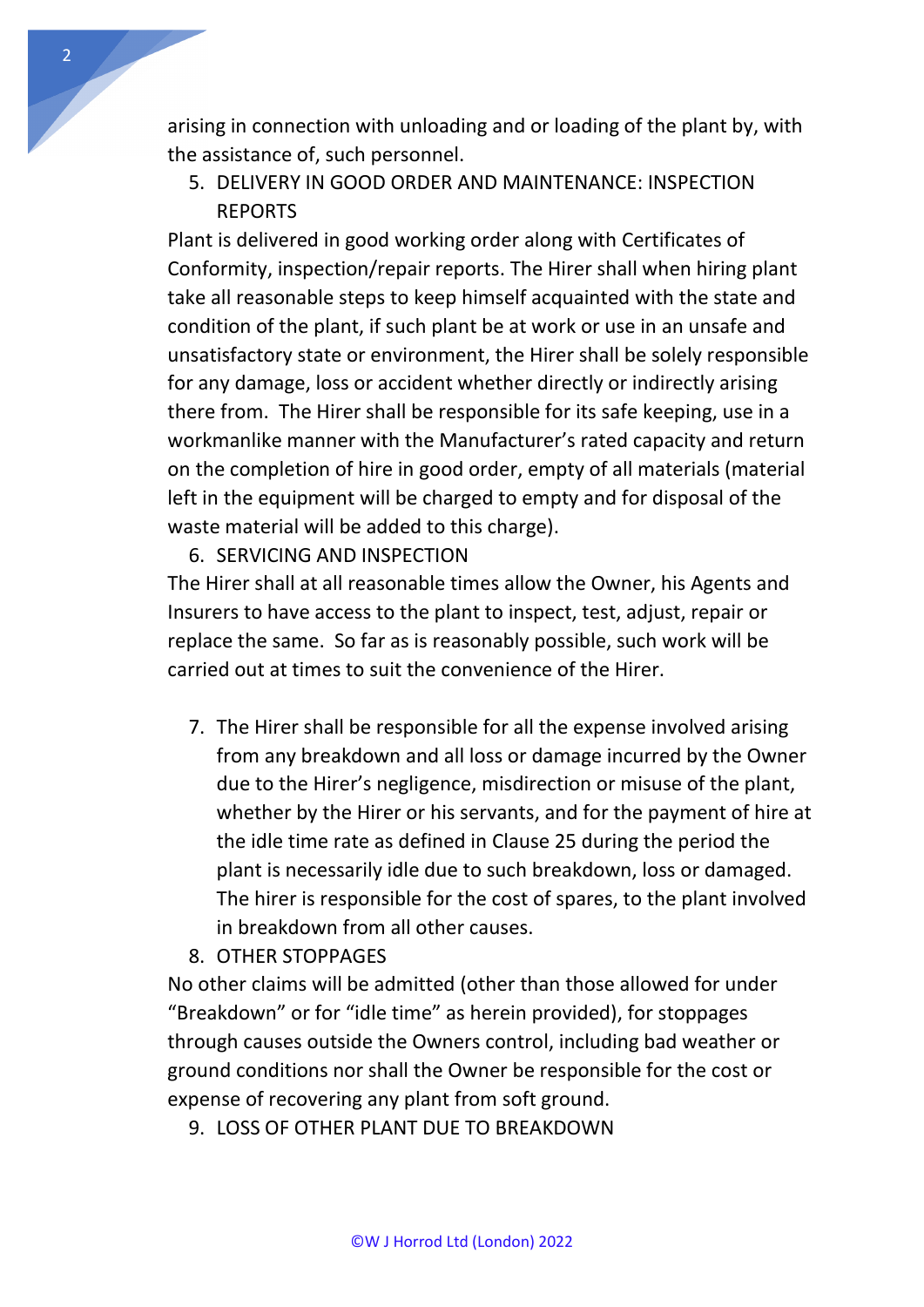arising in connection with unloading and or loading of the plant by, with the assistance of, such personnel.

5. DELIVERY IN GOOD ORDER AND MAINTENANCE: INSPECTION REPORTS

Plant is delivered in good working order along with Certificates of Conformity, inspection/repair reports. The Hirer shall when hiring plant take all reasonable steps to keep himself acquainted with the state and condition of the plant, if such plant be at work or use in an unsafe and unsatisfactory state or environment, the Hirer shall be solely responsible for any damage, loss or accident whether directly or indirectly arising there from. The Hirer shall be responsible for its safe keeping, use in a workmanlike manner with the Manufacturer's rated capacity and return on the completion of hire in good order, empty of all materials (material left in the equipment will be charged to empty and for disposal of the waste material will be added to this charge).

6. SERVICING AND INSPECTION

The Hirer shall at all reasonable times allow the Owner, his Agents and Insurers to have access to the plant to inspect, test, adjust, repair or replace the same. So far as is reasonably possible, such work will be carried out at times to suit the convenience of the Hirer.

7. The Hirer shall be responsible for all the expense involved arising from any breakdown and all loss or damage incurred by the Owner due to the Hirer's negligence, misdirection or misuse of the plant, whether by the Hirer or his servants, and for the payment of hire at the idle time rate as defined in Clause 25 during the period the plant is necessarily idle due to such breakdown, loss or damaged. The hirer is responsible for the cost of spares, to the plant involved in breakdown from all other causes.

8. OTHER STOPPAGES

No other claims will be admitted (other than those allowed for under "Breakdown" or for "idle time" as herein provided), for stoppages through causes outside the Owners control, including bad weather or ground conditions nor shall the Owner be responsible for the cost or expense of recovering any plant from soft ground.

9. LOSS OF OTHER PLANT DUE TO BREAKDOWN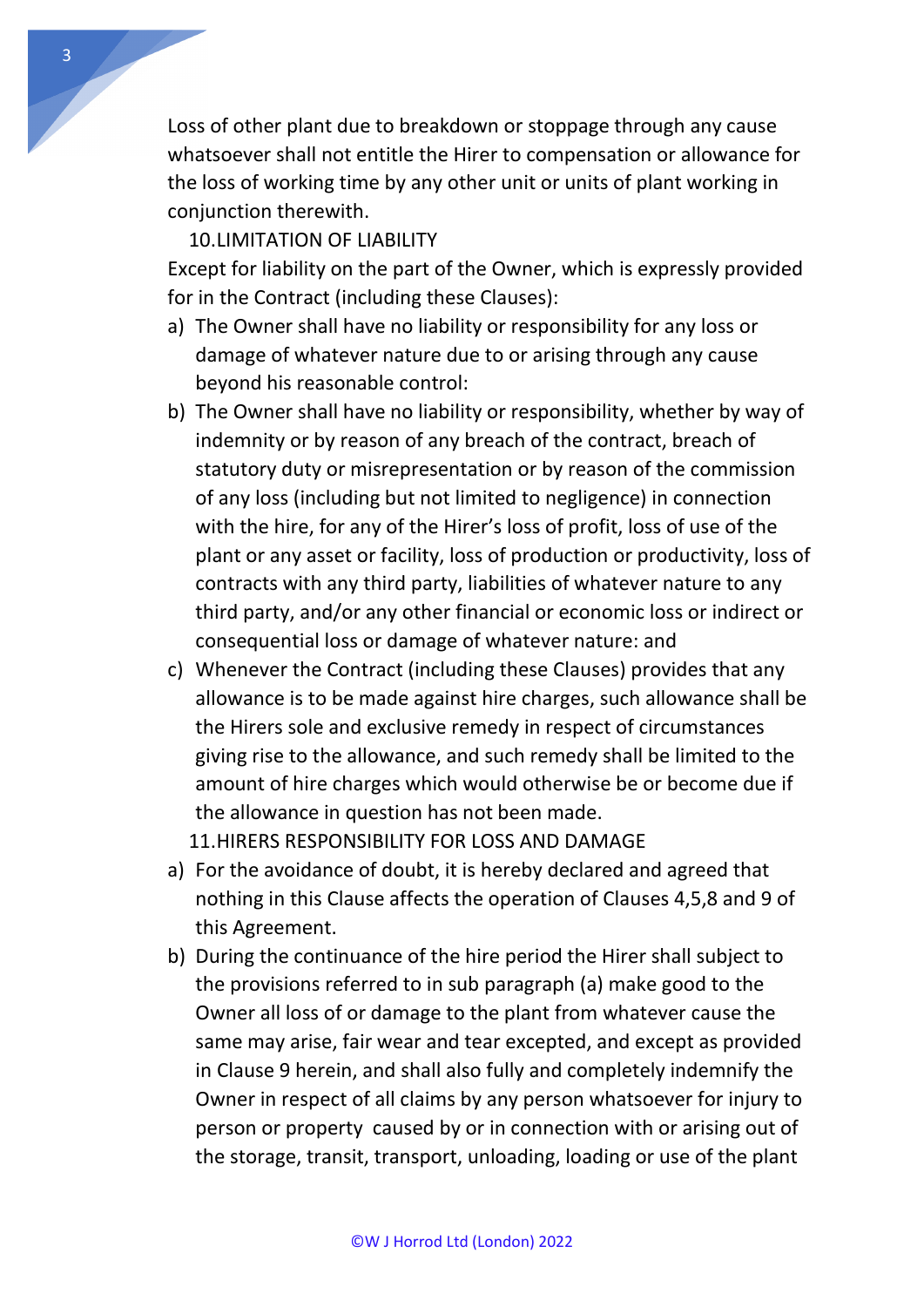Loss of other plant due to breakdown or stoppage through any cause whatsoever shall not entitle the Hirer to compensation or allowance for the loss of working time by any other unit or units of plant working in conjunction therewith.

10. LIMITATION OF LIABILITY

Except for liability on the part of the Owner, which is expressly provided for in the Contract (including these Clauses):

a) The Owner shall have no liability or responsibility for any loss or damage of whatever nature due to or arising through any cause beyond his reasonable control:
b) The Owner shall have no liability or responsibility, whether by way of indemnity or by reason of any breach of the contract, breach of statutory duty or misrepresentation or by reason of the commission of any loss (including but not limited to negligence) in connection with the hire, for any of the Hirer's loss of profit, loss of use of the plant or any asset or facility, loss of production or productivity, loss of contracts with any third party, liabilities of whatever nature to any third party, and/or any other financial or economic loss or indirect or consequential loss or damage of whatever nature: and
c) Whenever the Contract (including these Clauses) provides that any allowance is to be made against hire charges, such allowance shall be the Hirers sole and exclusive remedy in respect of circumstances giving rise to the allowance, and such remedy shall be limited to the amount of hire charges which would otherwise be or become due if the allowance in question has not been made.

11. HIRERS RESPONSIBILITY FOR LOSS AND DAMAGE

a) For the avoidance of doubt, it is hereby declared and agreed that nothing in this Clause affects the operation of Clauses 4,5,8 and 9 of this Agreement.
b) During the continuance of the hire period the Hirer shall subject to the provisions referred to in sub paragraph (a) make good to the Owner all loss of or damage to the plant from whatever cause the same may arise, fair wear and tear excepted, and except as provided in Clause 9 herein, and shall also fully and completely indemnify the Owner in respect of all claims by any person whatsoever for injury to person or property caused by or in connection with or arising out of the storage, transit, transport, unloading, loading or use of the plant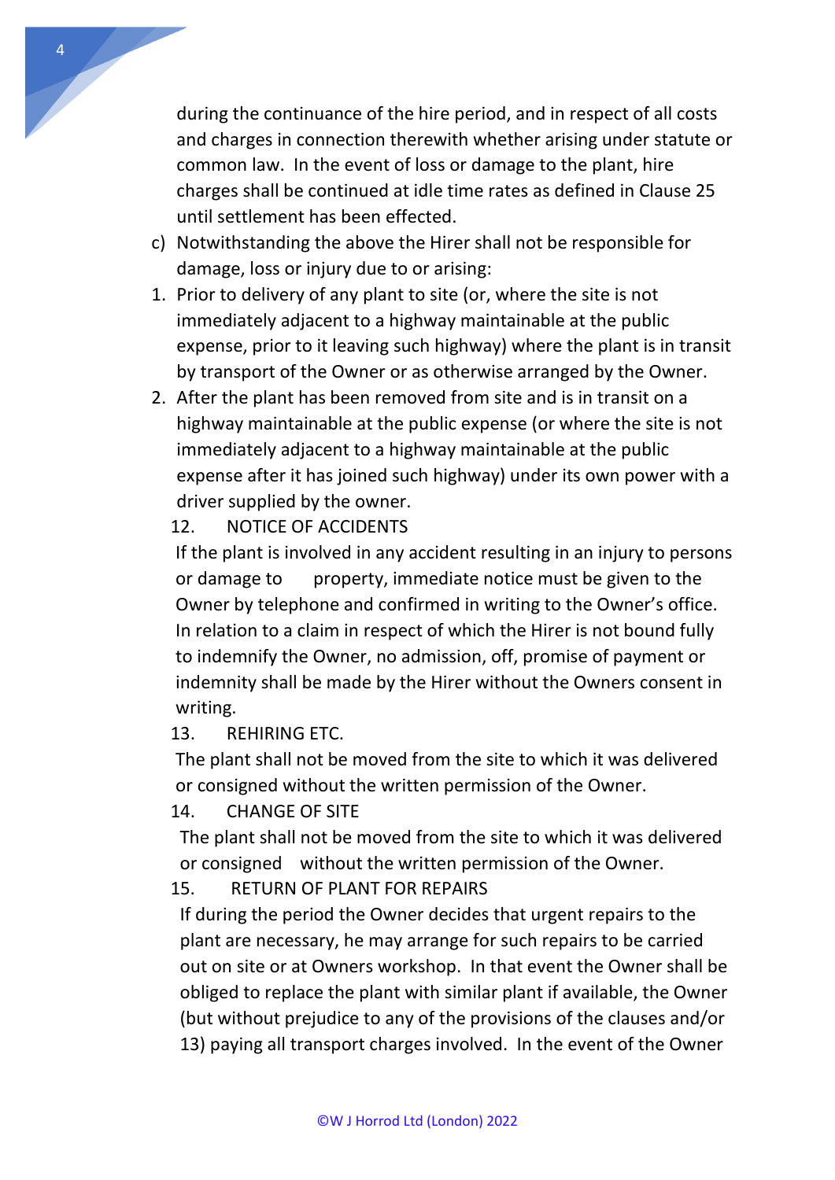during the continuance of the hire period, and in respect of all costs and charges in connection therewith whether arising under statute or common law. In the event of loss or damage to the plant, hire charges shall be continued at idle time rates as defined in Clause 25 until settlement has been effected.

c) Notwithstanding the above the Hirer shall not be responsible for damage, loss or injury due to or arising:

1. Prior to delivery of any plant to site (or, where the site is not immediately adjacent to a highway maintainable at the public expense, prior to it leaving such highway) where the plant is in transit by transport of the Owner or as otherwise arranged by the Owner.
2. After the plant has been removed from site and is in transit on a highway maintainable at the public expense (or where the site is not immediately adjacent to a highway maintainable at the public expense after it has joined such highway) under its own power with a driver supplied by the owner.

12. NOTICE OF ACCIDENTS

If the plant is involved in any accident resulting in an injury to persons or damage to property, immediate notice must be given to the Owner by telephone and confirmed in writing to the Owner's office. In relation to a claim in respect of which the Hirer is not bound fully to indemnify the Owner, no admission, off, promise of payment or indemnity shall be made by the Hirer without the Owners consent in writing.

13. REHIRING ETC.

The plant shall not be moved from the site to which it was delivered or consigned without the written permission of the Owner.

14. CHANGE OF SITE

The plant shall not be moved from the site to which it was delivered or consigned without the written permission of the Owner.

15. RETURN OF PLANT FOR REPAIRS

If during the period the Owner decides that urgent repairs to the plant are necessary, he may arrange for such repairs to be carried out on site or at Owners workshop. In that event the Owner shall be obliged to replace the plant with similar plant if available, the Owner (but without prejudice to any of the provisions of the clauses and/or 13) paying all transport charges involved. In the event of the Owner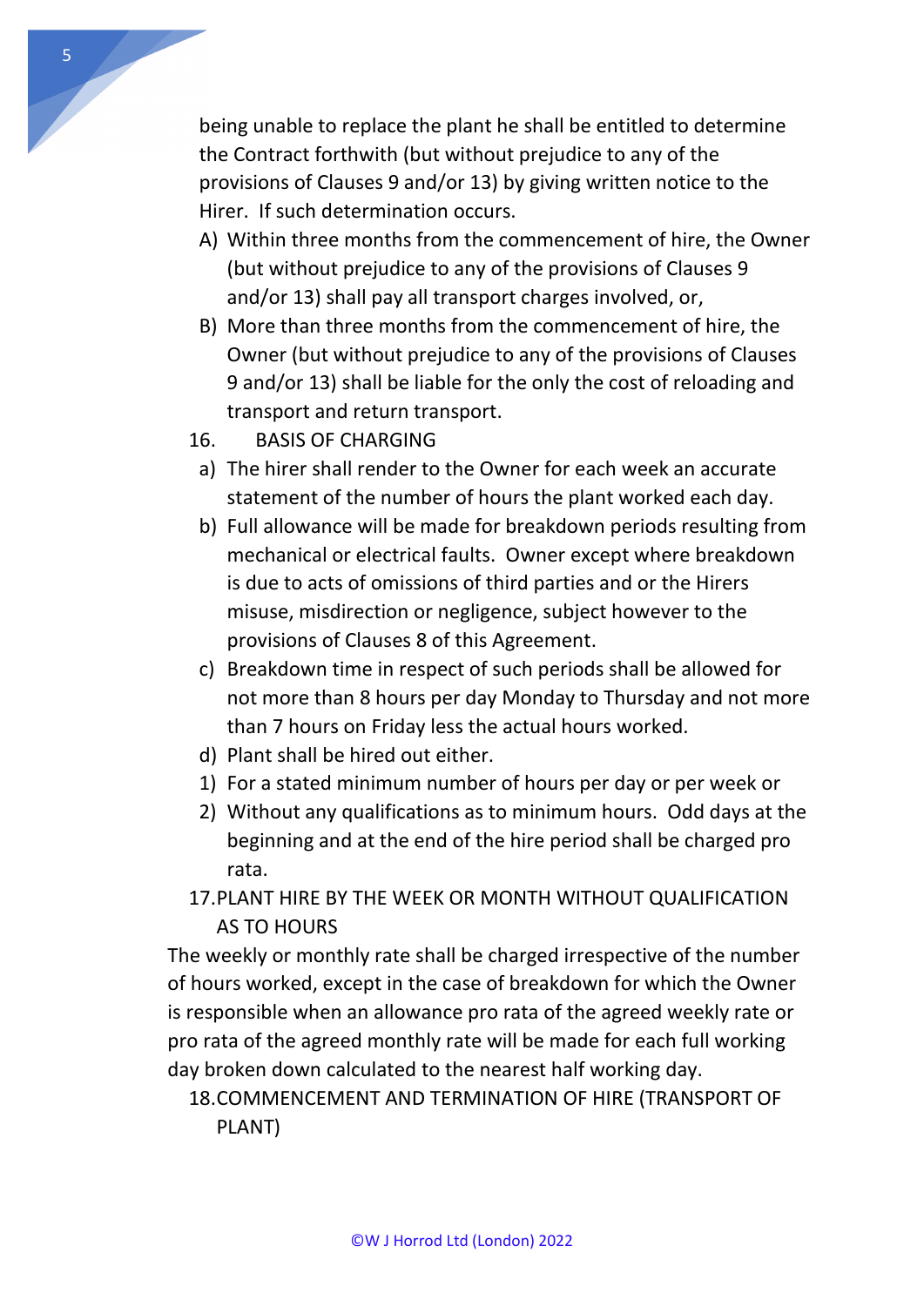being unable to replace the plant he shall be entitled to determine the Contract forthwith (but without prejudice to any of the provisions of Clauses 9 and/or 13) by giving written notice to the Hirer. If such determination occurs.

A) Within three months from the commencement of hire, the Owner (but without prejudice to any of the provisions of Clauses 9 and/or 13) shall pay all transport charges involved, or,
B) More than three months from the commencement of hire, the Owner (but without prejudice to any of the provisions of Clauses 9 and/or 13) shall be liable for the only the cost of reloading and transport and return transport.

16. BASIS OF CHARGING

a) The hirer shall render to the Owner for each week an accurate statement of the number of hours the plant worked each day.
b) Full allowance will be made for breakdown periods resulting from mechanical or electrical faults. Owner except where breakdown is due to acts of omissions of third parties and or the Hirers misuse, misdirection or negligence, subject however to the provisions of Clauses 8 of this Agreement.
c) Breakdown time in respect of such periods shall be allowed for not more than 8 hours per day Monday to Thursday and not more than 7 hours on Friday less the actual hours worked.
d) Plant shall be hired out either.
1) For a stated minimum number of hours per day or per week or
2) Without any qualifications as to minimum hours. Odd days at the beginning and at the end of the hire period shall be charged pro rata.

17. PLANT HIRE BY THE WEEK OR MONTH WITHOUT QUALIFICATION AS TO HOURS

The weekly or monthly rate shall be charged irrespective of the number of hours worked, except in the case of breakdown for which the Owner is responsible when an allowance pro rata of the agreed weekly rate or pro rata of the agreed monthly rate will be made for each full working day broken down calculated to the nearest half working day.

18. COMMENCEMENT AND TERMINATION OF HIRE (TRANSPORT OF PLANT)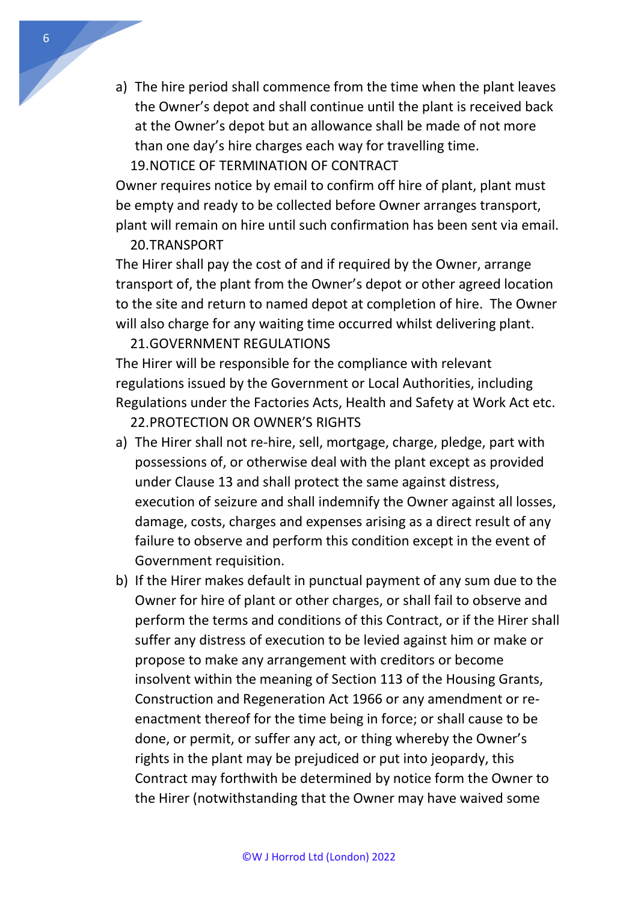a) The hire period shall commence from the time when the plant leaves the Owner's depot and shall continue until the plant is received back at the Owner's depot but an allowance shall be made of not more than one day's hire charges each way for travelling time.

19.NOTICE OF TERMINATION OF CONTRACT

Owner requires notice by email to confirm off hire of plant, plant must be empty and ready to be collected before Owner arranges transport, plant will remain on hire until such confirmation has been sent via email.

20.TRANSPORT

The Hirer shall pay the cost of and if required by the Owner, arrange transport of, the plant from the Owner's depot or other agreed location to the site and return to named depot at completion of hire. The Owner will also charge for any waiting time occurred whilst delivering plant.

21.GOVERNMENT REGULATIONS

The Hirer will be responsible for the compliance with relevant regulations issued by the Government or Local Authorities, including Regulations under the Factories Acts, Health and Safety at Work Act etc.

22.PROTECTION OR OWNER'S RIGHTS

a) The Hirer shall not re-hire, sell, mortgage, charge, pledge, part with possessions of, or otherwise deal with the plant except as provided under Clause 13 and shall protect the same against distress, execution of seizure and shall indemnify the Owner against all losses, damage, costs, charges and expenses arising as a direct result of any failure to observe and perform this condition except in the event of Government requisition.
b) If the Hirer makes default in punctual payment of any sum due to the Owner for hire of plant or other charges, or shall fail to observe and perform the terms and conditions of this Contract, or if the Hirer shall suffer any distress of execution to be levied against him or make or propose to make any arrangement with creditors or become insolvent within the meaning of Section 113 of the Housing Grants, Construction and Regeneration Act 1966 or any amendment or re-enactment thereof for the time being in force; or shall cause to be done, or permit, or suffer any act, or thing whereby the Owner's rights in the plant may be prejudiced or put into jeopardy, this Contract may forthwith be determined by notice form the Owner to the Hirer (notwithstanding that the Owner may have waived some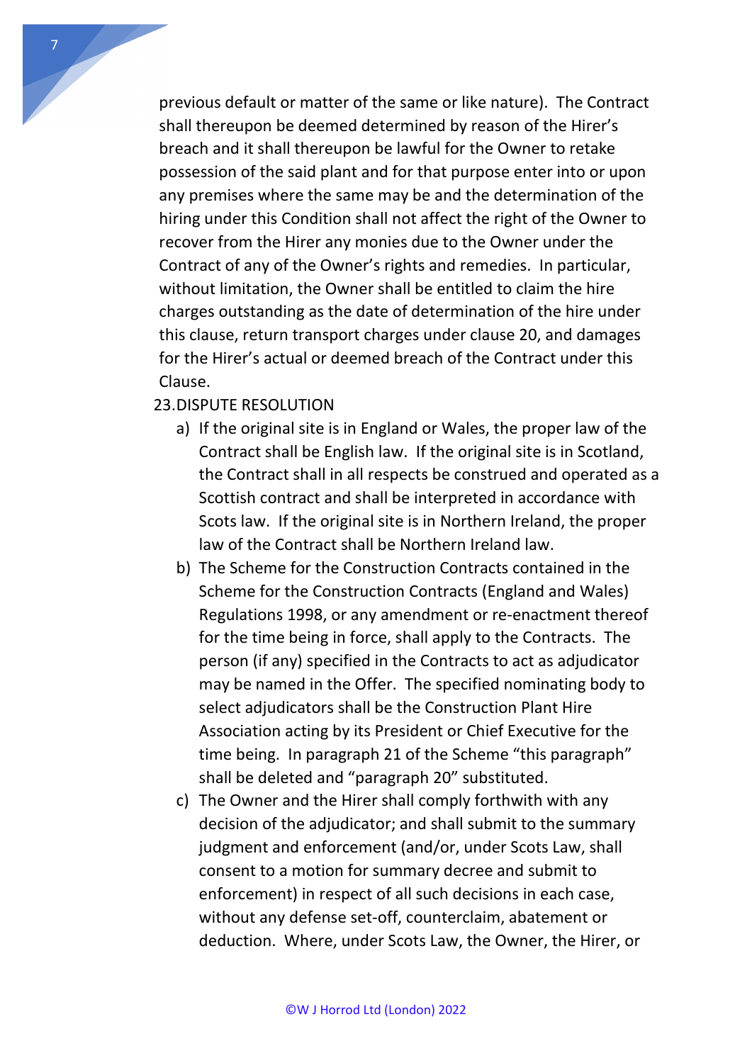previous default or matter of the same or like nature). The Contract shall thereupon be deemed determined by reason of the Hirer's breach and it shall thereupon be lawful for the Owner to retake possession of the said plant and for that purpose enter into or upon any premises where the same may be and the determination of the hiring under this Condition shall not affect the right of the Owner to recover from the Hirer any monies due to the Owner under the Contract of any of the Owner's rights and remedies. In particular, without limitation, the Owner shall be entitled to claim the hire charges outstanding as the date of determination of the hire under this clause, return transport charges under clause 20, and damages for the Hirer's actual or deemed breach of the Contract under this Clause.

23. DISPUTE RESOLUTION

a) If the original site is in England or Wales, the proper law of the Contract shall be English law. If the original site is in Scotland, the Contract shall in all respects be construed and operated as a Scottish contract and shall be interpreted in accordance with Scots law. If the original site is in Northern Ireland, the proper law of the Contract shall be Northern Ireland law.

b) The Scheme for the Construction Contracts contained in the Scheme for the Construction Contracts (England and Wales) Regulations 1998, or any amendment or re-enactment thereof for the time being in force, shall apply to the Contracts. The person (if any) specified in the Contracts to act as adjudicator may be named in the Offer. The specified nominating body to select adjudicators shall be the Construction Plant Hire Association acting by its President or Chief Executive for the time being. In paragraph 21 of the Scheme "this paragraph" shall be deleted and "paragraph 20" substituted.

c) The Owner and the Hirer shall comply forthwith with any decision of the adjudicator; and shall submit to the summary judgment and enforcement (and/or, under Scots Law, shall consent to a motion for summary decree and submit to enforcement) in respect of all such decisions in each case, without any defense set-off, counterclaim, abatement or deduction. Where, under Scots Law, the Owner, the Hirer, or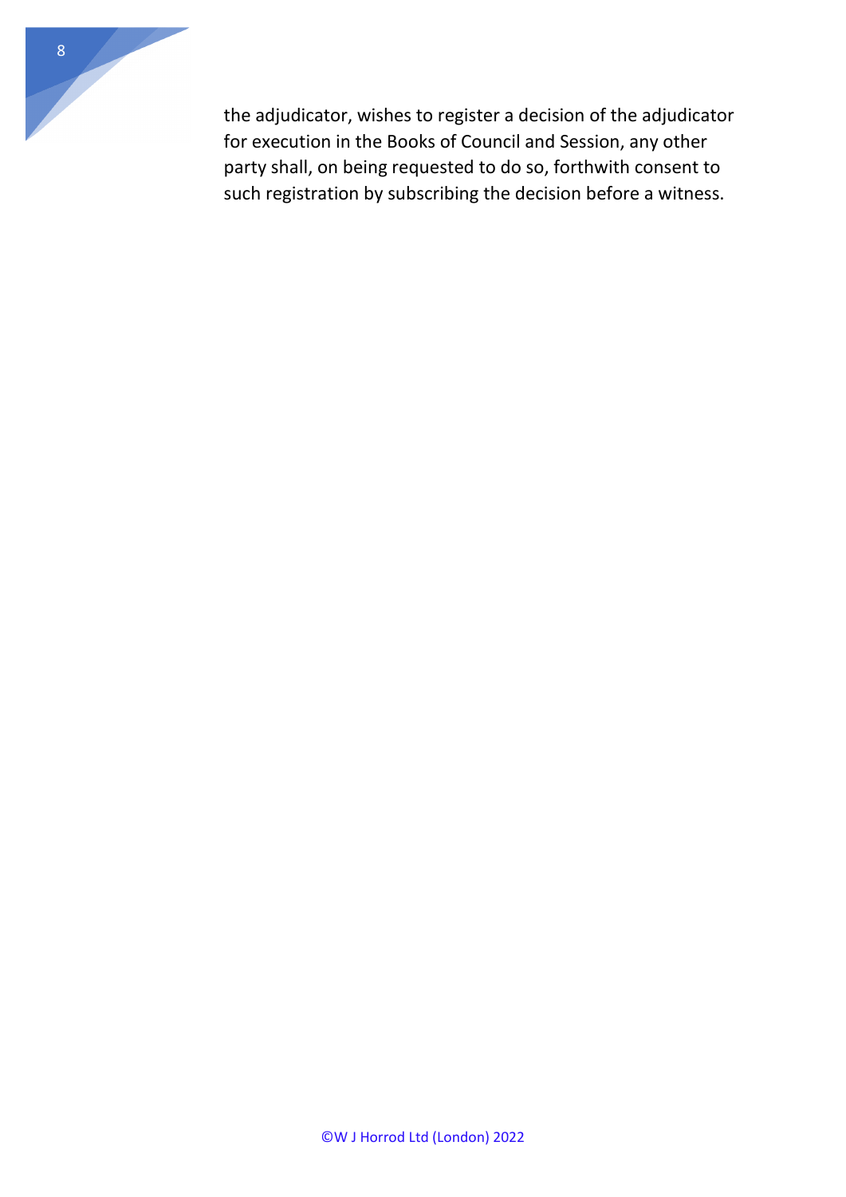the adjudicator, wishes to register a decision of the adjudicator for execution in the Books of Council and Session, any other party shall, on being requested to do so, forthwith consent to such registration by subscribing the decision before a witness.